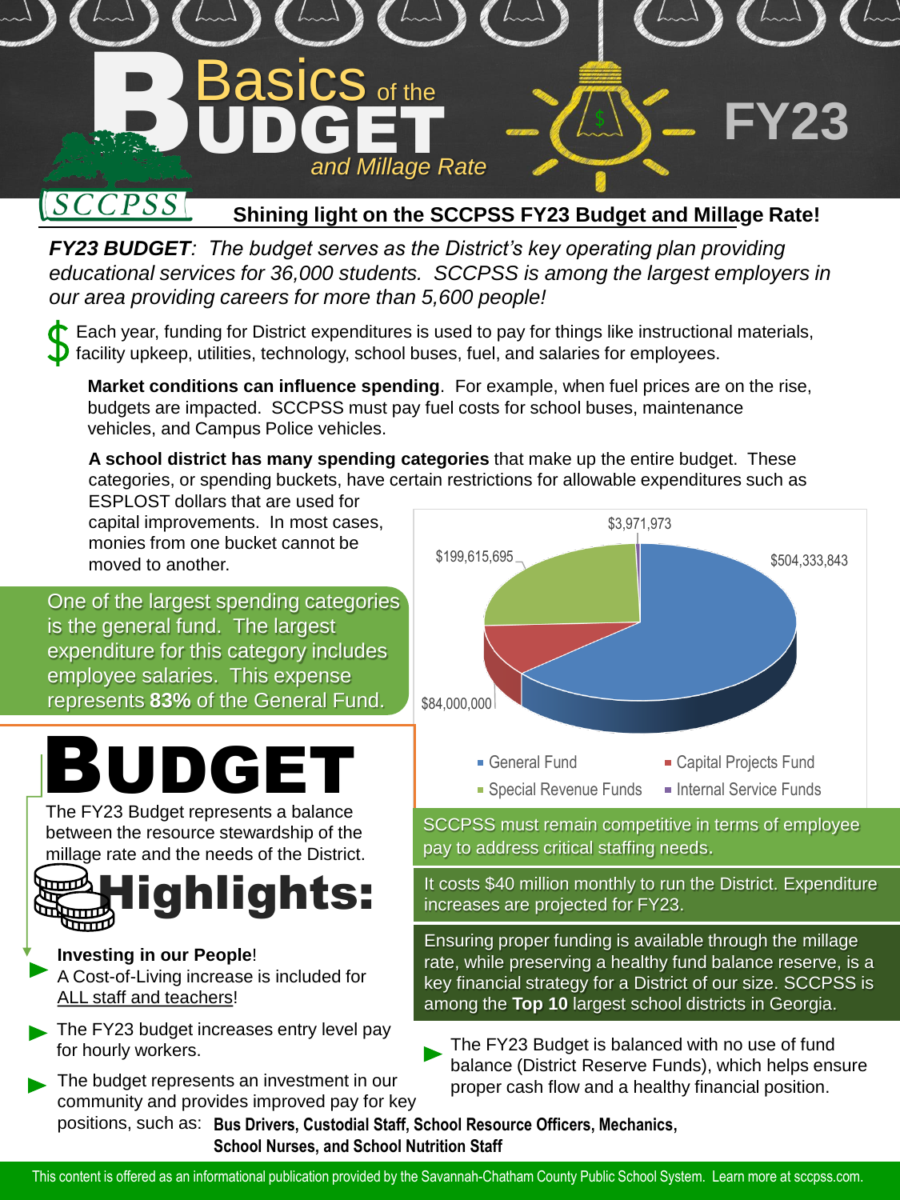# Basics of the BUDGET and Millage Rate

# FY23

SCCPSS

## Shining light on the SCCPSS FY23 Budget and Millage Rate!

***FY23 BUDGET**: The budget serves as the District's key operating plan providing educational services for 36,000 students. SCCPSS is among the largest employers in our area providing careers for more than 5,600 people!*

$ Each year, funding for District expenditures is used to pay for things like instructional materials, facility upkeep, utilities, technology, school buses, fuel, and salaries for employees.

**Market conditions can influence spending**. For example, when fuel prices are on the rise, budgets are impacted. SCCPSS must pay fuel costs for school buses, maintenance vehicles, and Campus Police vehicles.

**A school district has many spending categories** that make up the entire budget. These categories, or spending buckets, have certain restrictions for allowable expenditures such as ESPLOST dollars that are used for capital improvements. In most cases, monies from one bucket cannot be moved to another.

One of the largest spending categories is the general fund. The largest expenditure for this category includes employee salaries. This expense represents **83%** of the General Fund.

| Fund | Amount |
|---|---|
| General Fund | $504,333,843 |
| Capital Projects Fund | $84,000,000 |
| Special Revenue Funds | $199,615,695 |
| Internal Service Funds | $3,971,973 |

SCCPSS must remain competitive in terms of employee pay to address critical staffing needs.

It costs $40 million monthly to run the District. Expenditure increases are projected for FY23.

Ensuring proper funding is available through the millage rate, while preserving a healthy fund balance reserve, is a key financial strategy for a District of our size. SCCPSS is among the **Top 10** largest school districts in Georgia.

# BUDGET

The FY23 Budget represents a balance between the resource stewardship of the millage rate and the needs of the District.

# Highlights:

- **Investing in our People**! A Cost-of-Living increase is included for ALL staff and teachers!
- The FY23 budget increases entry level pay for hourly workers.
- The budget represents an investment in our community and provides improved pay for key positions, such as: **Bus Drivers, Custodial Staff, School Resource Officers, Mechanics, School Nurses, and School Nutrition Staff**
- The FY23 Budget is balanced with no use of fund balance (District Reserve Funds), which helps ensure proper cash flow and a healthy financial position.

This content is offered as an informational publication provided by the Savannah-Chatham County Public School System. Learn more at sccpss.com.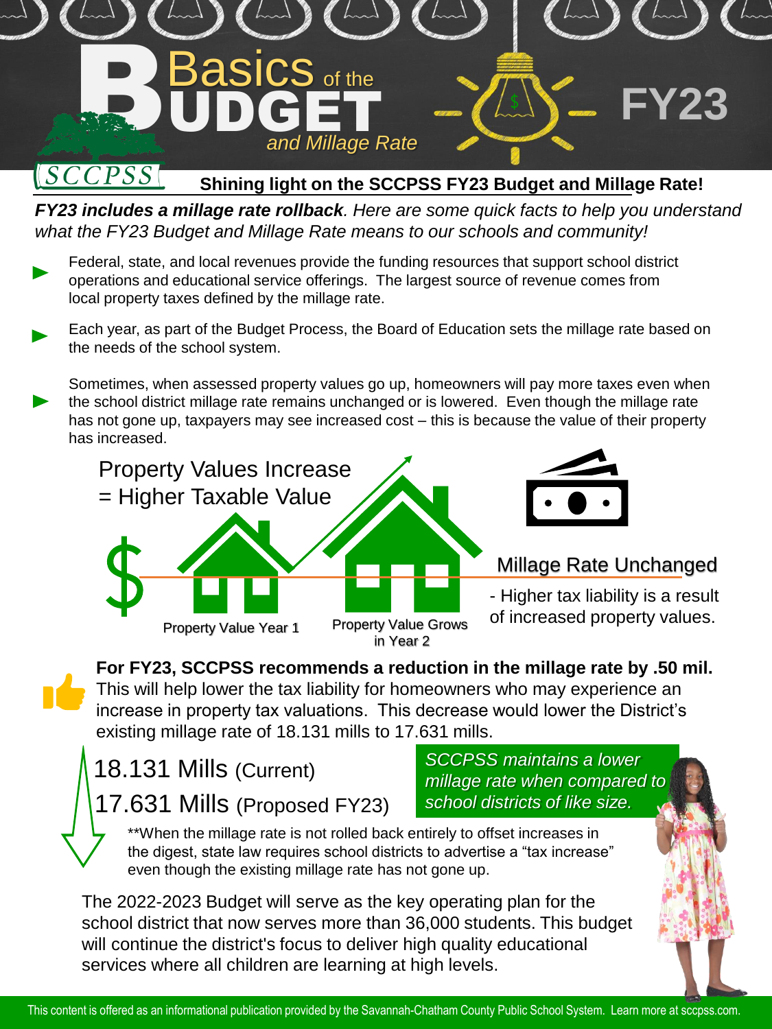# Basics of the BUDGET and Millage Rate FY23

SCCPSS

## Shining light on the SCCPSS FY23 Budget and Millage Rate!

***FY23 includes a millage rate rollback**. Here are some quick facts to help you understand what the FY23 Budget and Millage Rate means to our schools and community!*

- Federal, state, and local revenues provide the funding resources that support school district operations and educational service offerings. The largest source of revenue comes from local property taxes defined by the millage rate.
- Each year, as part of the Budget Process, the Board of Education sets the millage rate based on the needs of the school system.
- Sometimes, when assessed property values go up, homeowners will pay more taxes even when the school district millage rate remains unchanged or is lowered. Even though the millage rate has not gone up, taxpayers may see increased cost – this is because the value of their property has increased.

Property Values Increase = Higher Taxable Value

Property Value Year 1

Property Value Grows in Year 2

Millage Rate Unchanged

- Higher tax liability is a result of increased property values.

**For FY23, SCCPSS recommends a reduction in the millage rate by .50 mil.** This will help lower the tax liability for homeowners who may experience an increase in property tax valuations. This decrease would lower the District's existing millage rate of 18.131 mills to 17.631 mills.

18.131 Mills (Current)

17.631 Mills (Proposed FY23)

*SCCPSS maintains a lower millage rate when compared to school districts of like size.*

**When the millage rate is not rolled back entirely to offset increases in the digest, state law requires school districts to advertise a "tax increase" even though the existing millage rate has not gone up.

The 2022-2023 Budget will serve as the key operating plan for the school district that now serves more than 36,000 students. This budget will continue the district's focus to deliver high quality educational services where all children are learning at high levels.

This content is offered as an informational publication provided by the Savannah-Chatham County Public School System. Learn more at sccpss.com.